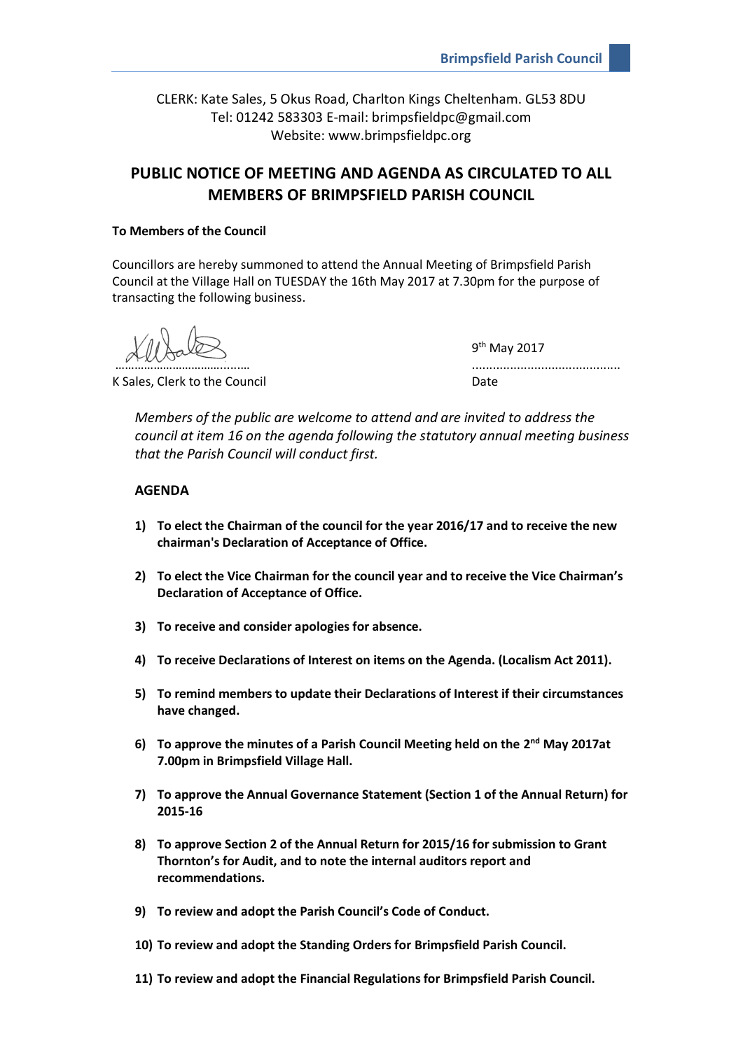CLERK: Kate Sales, 5 Okus Road, Charlton Kings Cheltenham. GL53 8DU
Tel: 01242 583303 E-mail: brimpsfieldpc@gmail.com
Website: www.brimpsfieldpc.org

# PUBLIC NOTICE OF MEETING AND AGENDA AS CIRCULATED TO ALL MEMBERS OF BRIMPSFIELD PARISH COUNCIL

**To Members of the Council**

Councillors are hereby summoned to attend the Annual Meeting of Brimpsfield Parish Council at the Village Hall on TUESDAY the 16th May 2017 at 7.30pm for the purpose of transacting the following business.

……………………………..……… 9th May 2017
K Sales, Clerk to the Council ……………………………… Date

*Members of the public are welcome to attend and are invited to address the council at item 16 on the agenda following the statutory annual meeting business that the Parish Council will conduct first.*

## AGENDA

1) **To elect the Chairman of the council for the year 2016/17 and to receive the new chairman's Declaration of Acceptance of Office.**

2) **To elect the Vice Chairman for the council year and to receive the Vice Chairman's Declaration of Acceptance of Office.**

3) **To receive and consider apologies for absence.**

4) **To receive Declarations of Interest on items on the Agenda. (Localism Act 2011).**

5) **To remind members to update their Declarations of Interest if their circumstances have changed.**

6) **To approve the minutes of a Parish Council Meeting held on the 2nd May 2017at 7.00pm in Brimpsfield Village Hall.**

7) **To approve the Annual Governance Statement (Section 1 of the Annual Return) for 2015-16**

8) **To approve Section 2 of the Annual Return for 2015/16 for submission to Grant Thornton's for Audit, and to note the internal auditors report and recommendations.**

9) **To review and adopt the Parish Council's Code of Conduct.**

10) **To review and adopt the Standing Orders for Brimpsfield Parish Council.**

11) **To review and adopt the Financial Regulations for Brimpsfield Parish Council.**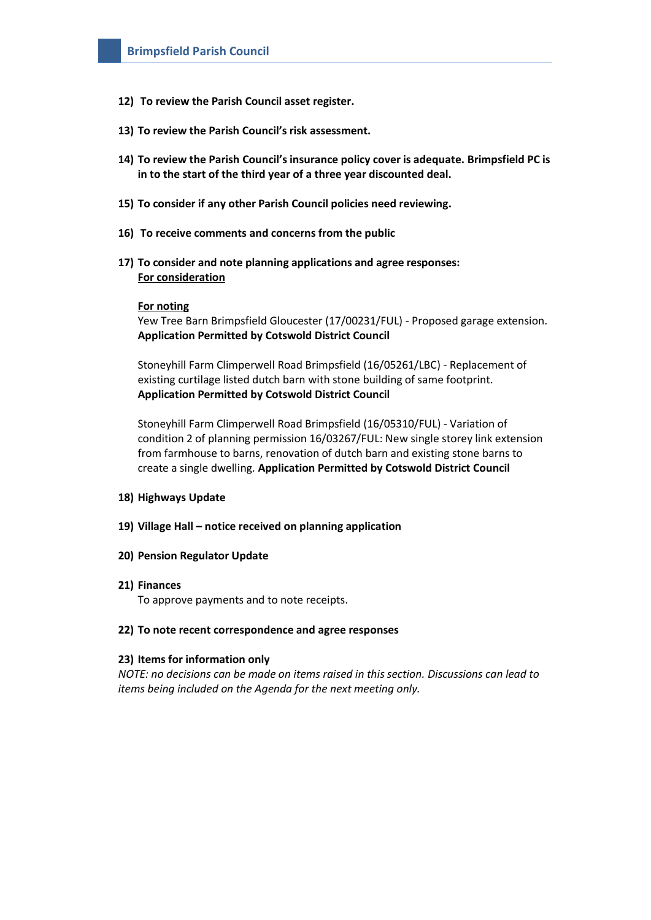12) **To review the Parish Council asset register.**

13) **To review the Parish Council's risk assessment.**

14) **To review the Parish Council's insurance policy cover is adequate. Brimpsfield PC is in to the start of the third year of a three year discounted deal.**

15) **To consider if any other Parish Council policies need reviewing.**

16) **To receive comments and concerns from the public**

17) **To consider and note planning applications and agree responses:**

**<u>For consideration</u>**

**<u>For noting</u>**

Yew Tree Barn Brimpsfield Gloucester (17/00231/FUL) - Proposed garage extension. **Application Permitted by Cotswold District Council**

Stoneyhill Farm Climperwell Road Brimpsfield (16/05261/LBC) - Replacement of existing curtilage listed dutch barn with stone building of same footprint. **Application Permitted by Cotswold District Council**

Stoneyhill Farm Climperwell Road Brimpsfield (16/05310/FUL) - Variation of condition 2 of planning permission 16/03267/FUL: New single storey link extension from farmhouse to barns, renovation of dutch barn and existing stone barns to create a single dwelling. **Application Permitted by Cotswold District Council**

18) **Highways Update**

19) **Village Hall – notice received on planning application**

20) **Pension Regulator Update**

21) **Finances**

To approve payments and to note receipts.

22) **To note recent correspondence and agree responses**

23) **Items for information only**

*NOTE: no decisions can be made on items raised in this section. Discussions can lead to items being included on the Agenda for the next meeting only.*